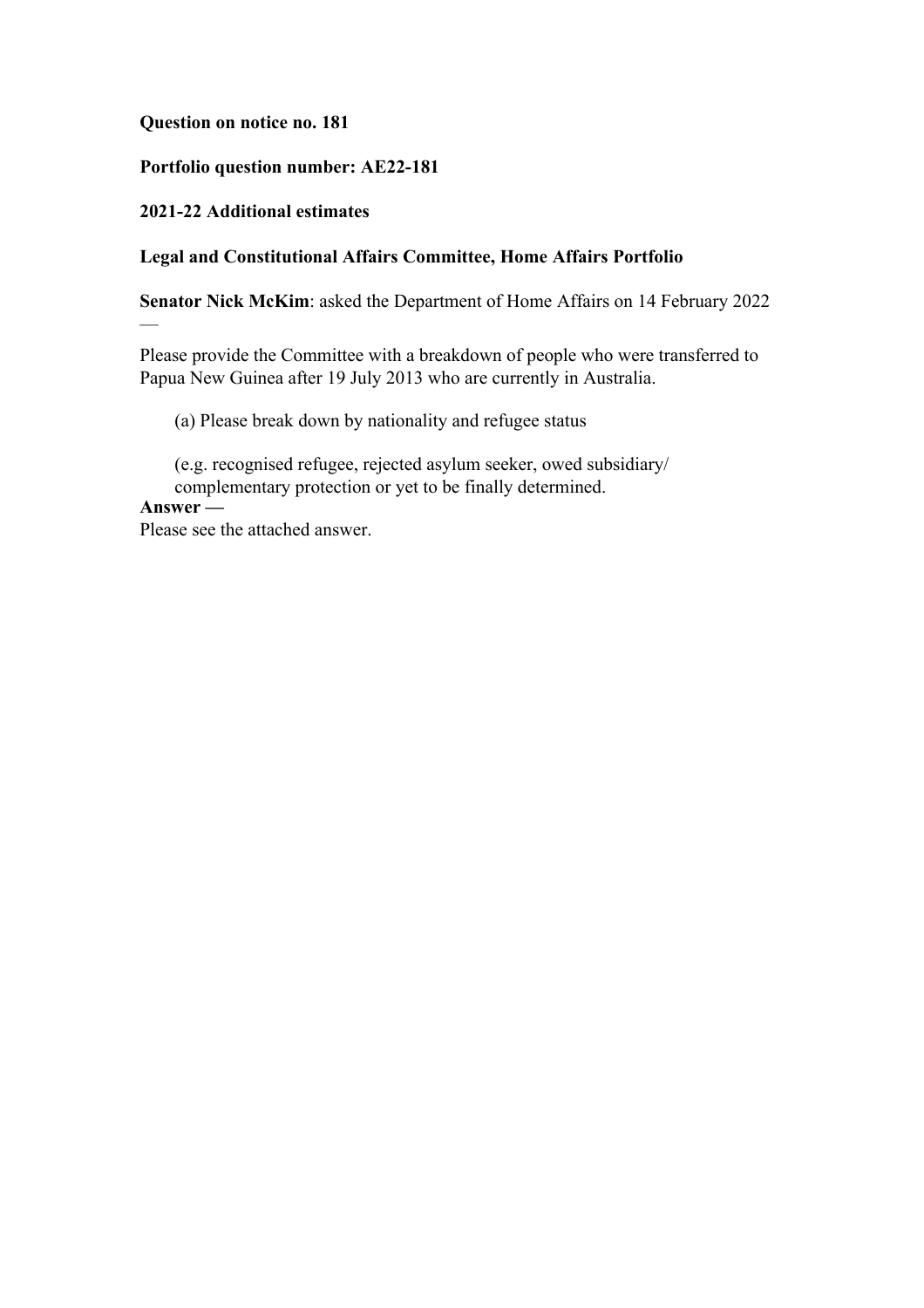**Question on notice no. 181**

**Portfolio question number: AE22-181**

**2021-22 Additional estimates**

**Legal and Constitutional Affairs Committee, Home Affairs Portfolio**

**Senator Nick McKim**: asked the Department of Home Affairs on 14 February 2022 —

Please provide the Committee with a breakdown of people who were transferred to Papua New Guinea after 19 July 2013 who are currently in Australia.

> (a) Please break down by nationality and refugee status
>
> (e.g. recognised refugee, rejected asylum seeker, owed subsidiary/ complementary protection or yet to be finally determined.

**Answer —**

Please see the attached answer.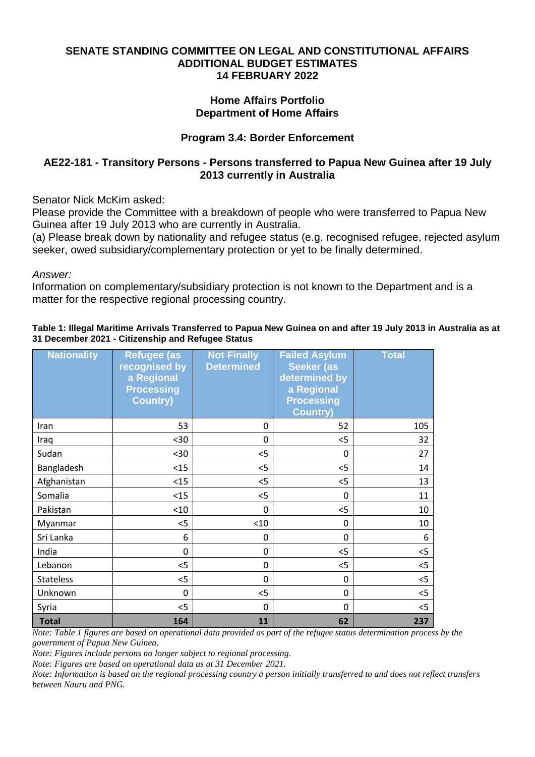**SENATE STANDING COMMITTEE ON LEGAL AND CONSTITUTIONAL AFFAIRS**
**ADDITIONAL BUDGET ESTIMATES**
**14 FEBRUARY 2022**

**Home Affairs Portfolio**
**Department of Home Affairs**

**Program 3.4: Border Enforcement**

## AE22-181 - Transitory Persons - Persons transferred to Papua New Guinea after 19 July 2013 currently in Australia

Senator Nick McKim asked:

Please provide the Committee with a breakdown of people who were transferred to Papua New Guinea after 19 July 2013 who are currently in Australia.

(a) Please break down by nationality and refugee status (e.g. recognised refugee, rejected asylum seeker, owed subsidiary/complementary protection or yet to be finally determined.

*Answer:*

Information on complementary/subsidiary protection is not known to the Department and is a matter for the respective regional processing country.

**Table 1: Illegal Maritime Arrivals Transferred to Papua New Guinea on and after 19 July 2013 in Australia as at 31 December 2021 - Citizenship and Refugee Status**

| Nationality | Refugee (as recognised by a Regional Processing Country) | Not Finally Determined | Failed Asylum Seeker (as determined by a Regional Processing Country) | Total |
|---|---|---|---|---|
| Iran | 53 | 0 | 52 | 105 |
| Iraq | <30 | 0 | <5 | 32 |
| Sudan | <30 | <5 | 0 | 27 |
| Bangladesh | <15 | <5 | <5 | 14 |
| Afghanistan | <15 | <5 | <5 | 13 |
| Somalia | <15 | <5 | 0 | 11 |
| Pakistan | <10 | 0 | <5 | 10 |
| Myanmar | <5 | <10 | 0 | 10 |
| Sri Lanka | 6 | 0 | 0 | 6 |
| India | 0 | 0 | <5 | <5 |
| Lebanon | <5 | 0 | <5 | <5 |
| Stateless | <5 | 0 | 0 | <5 |
| Unknown | 0 | <5 | 0 | <5 |
| Syria | <5 | 0 | 0 | <5 |
| **Total** | **164** | **11** | **62** | **237** |

*Note: Table 1 figures are based on operational data provided as part of the refugee status determination process by the government of Papua New Guinea.*

*Note: Figures include persons no longer subject to regional processing.*

*Note: Figures are based on operational data as at 31 December 2021.*

*Note: Information is based on the regional processing country a person initially transferred to and does not reflect transfers between Nauru and PNG.*